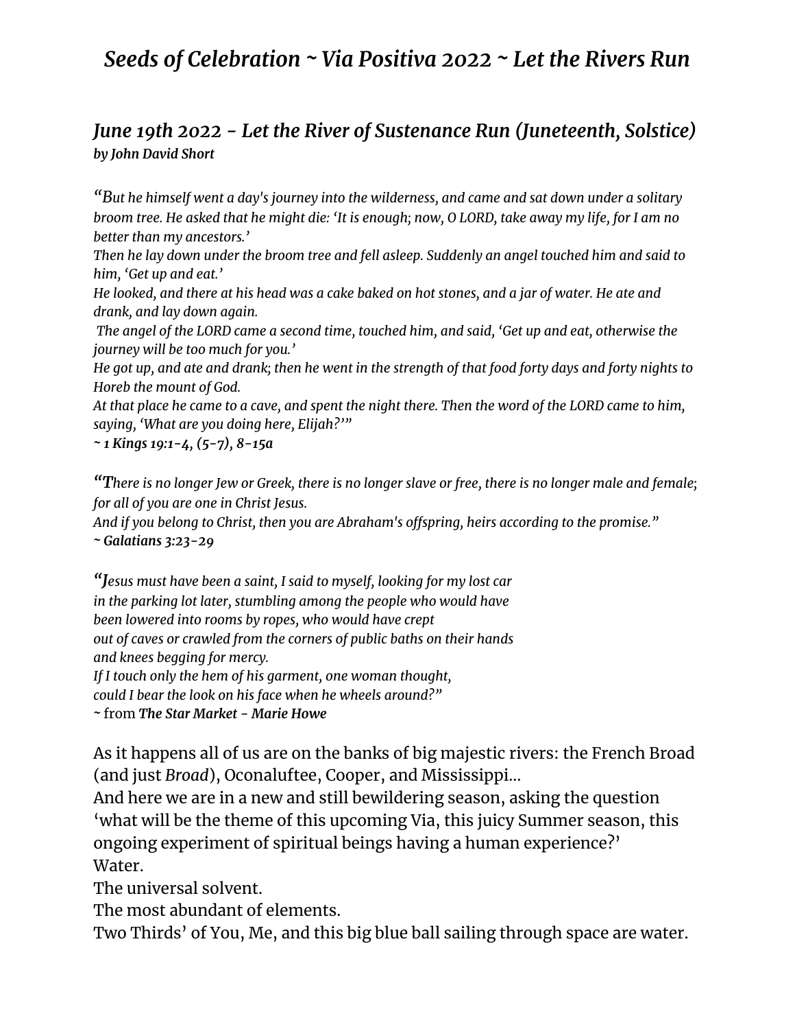# *Seeds of Celebration ~ Via Positiva 2022 ~ Let the Rivers Run*

## *June 19th 2022 - Let the River of Sustenance Run (Juneteenth, Solstice)*
***by John David Short***

*"But he himself went a day's journey into the wilderness, and came and sat down under a solitary broom tree. He asked that he might die: 'It is enough; now, O LORD, take away my life, for I am no better than my ancestors.'*
*Then he lay down under the broom tree and fell asleep. Suddenly an angel touched him and said to him, 'Get up and eat.'*
*He looked, and there at his head was a cake baked on hot stones, and a jar of water. He ate and drank, and lay down again.*
*The angel of the LORD came a second time, touched him, and said, 'Get up and eat, otherwise the journey will be too much for you.'*
*He got up, and ate and drank; then he went in the strength of that food forty days and forty nights to Horeb the mount of God.*
*At that place he came to a cave, and spent the night there. Then the word of the LORD came to him, saying, 'What are you doing here, Elijah?'"*
***~ 1 Kings 19:1-4, (5-7), 8-15a***

*"There is no longer Jew or Greek, there is no longer slave or free, there is no longer male and female; for all of you are one in Christ Jesus.*
*And if you belong to Christ, then you are Abraham's offspring, heirs according to the promise."*
***~ Galatians 3:23-29***

*"Jesus must have been a saint, I said to myself, looking for my lost car*
*in the parking lot later, stumbling among the people who would have*
*been lowered into rooms by ropes, who would have crept*
*out of caves or crawled from the corners of public baths on their hands*
*and knees begging for mercy.*
*If I touch only the hem of his garment, one woman thought,*
*could I bear the look on his face when he wheels around?"*
~ from ***The Star Market - Marie Howe***

As it happens all of us are on the banks of big majestic rivers: the French Broad (and just *Broad*), Oconaluftee, Cooper, and Mississippi...
And here we are in a new and still bewildering season, asking the question 'what will be the theme of this upcoming Via, this juicy Summer season, this ongoing experiment of spiritual beings having a human experience?'
Water.
The universal solvent.
The most abundant of elements.
Two Thirds' of You, Me, and this big blue ball sailing through space are water.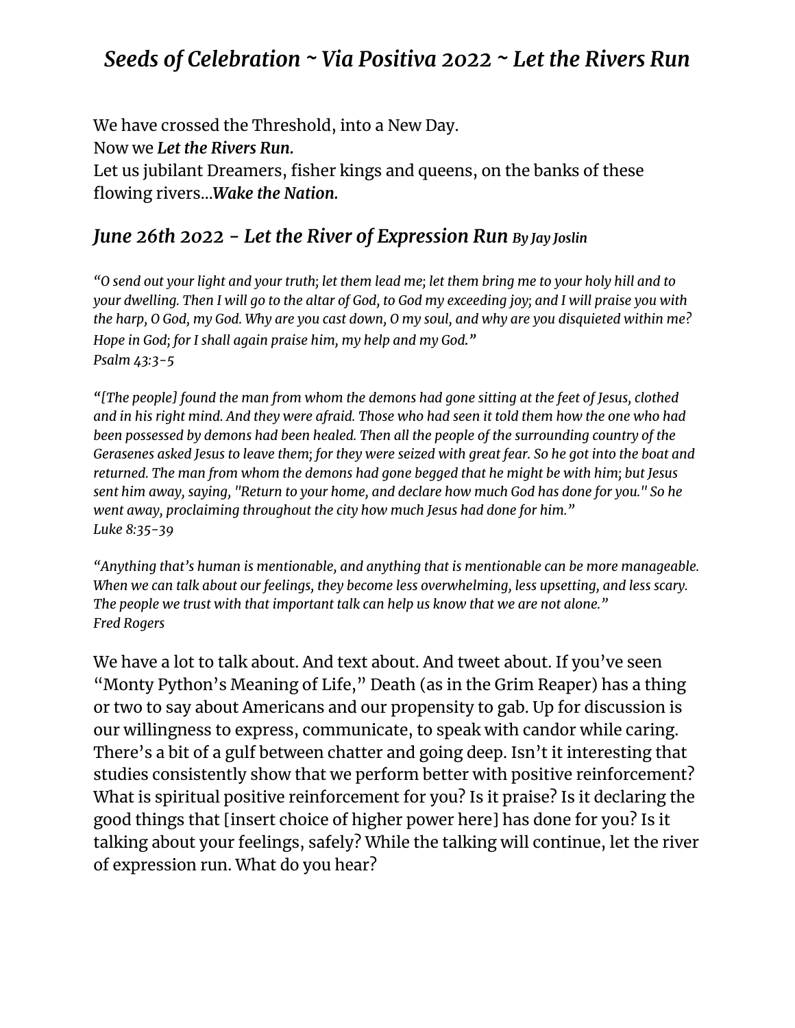# *Seeds of Celebration ~ Via Positiva 2022 ~ Let the Rivers Run*

We have crossed the Threshold, into a New Day.
Now we ***Let the Rivers Run.***
Let us jubilant Dreamers, fisher kings and queens, on the banks of these flowing rivers…***Wake the Nation.***

## *June 26th 2022 - Let the River of Expression Run* *By Jay Joslin*

*"O send out your light and your truth; let them lead me; let them bring me to your holy hill and to your dwelling. Then I will go to the altar of God, to God my exceeding joy; and I will praise you with the harp, O God, my God. Why are you cast down, O my soul, and why are you disquieted within me? Hope in God; for I shall again praise him, my help and my God."*
*Psalm 43:3-5*

*"[The people] found the man from whom the demons had gone sitting at the feet of Jesus, clothed and in his right mind. And they were afraid. Those who had seen it told them how the one who had been possessed by demons had been healed. Then all the people of the surrounding country of the Gerasenes asked Jesus to leave them; for they were seized with great fear. So he got into the boat and returned. The man from whom the demons had gone begged that he might be with him; but Jesus sent him away, saying, "Return to your home, and declare how much God has done for you." So he went away, proclaiming throughout the city how much Jesus had done for him."*
*Luke 8:35-39*

*"Anything that's human is mentionable, and anything that is mentionable can be more manageable. When we can talk about our feelings, they become less overwhelming, less upsetting, and less scary. The people we trust with that important talk can help us know that we are not alone."*
*Fred Rogers*

We have a lot to talk about. And text about. And tweet about. If you've seen "Monty Python's Meaning of Life," Death (as in the Grim Reaper) has a thing or two to say about Americans and our propensity to gab. Up for discussion is our willingness to express, communicate, to speak with candor while caring. There's a bit of a gulf between chatter and going deep. Isn't it interesting that studies consistently show that we perform better with positive reinforcement? What is spiritual positive reinforcement for you? Is it praise? Is it declaring the good things that [insert choice of higher power here] has done for you? Is it talking about your feelings, safely? While the talking will continue, let the river of expression run. What do you hear?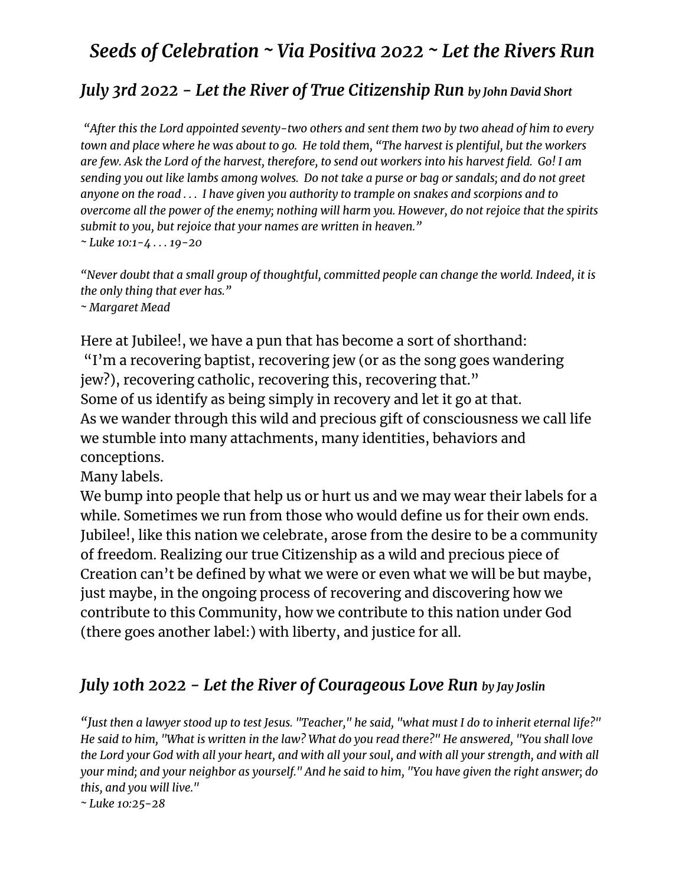# *Seeds of Celebration ~ Via Positiva 2022 ~ Let the Rivers Run*

## *July 3rd 2022 - Let the River of True Citizenship Run by John David Short*

*"After this the Lord appointed seventy-two others and sent them two by two ahead of him to every town and place where he was about to go. He told them, "The harvest is plentiful, but the workers are few. Ask the Lord of the harvest, therefore, to send out workers into his harvest field. Go! I am sending you out like lambs among wolves. Do not take a purse or bag or sandals; and do not greet anyone on the road . . . I have given you authority to trample on snakes and scorpions and to overcome all the power of the enemy; nothing will harm you. However, do not rejoice that the spirits submit to you, but rejoice that your names are written in heaven."*
*~ Luke 10:1-4 . . . 19-20*

*"Never doubt that a small group of thoughtful, committed people can change the world. Indeed, it is the only thing that ever has."*
*~ Margaret Mead*

Here at Jubilee!, we have a pun that has become a sort of shorthand:
"I'm a recovering baptist, recovering jew (or as the song goes wandering jew?), recovering catholic, recovering this, recovering that."
Some of us identify as being simply in recovery and let it go at that.
As we wander through this wild and precious gift of consciousness we call life we stumble into many attachments, many identities, behaviors and conceptions.
Many labels.
We bump into people that help us or hurt us and we may wear their labels for a while. Sometimes we run from those who would define us for their own ends.
Jubilee!, like this nation we celebrate, arose from the desire to be a community of freedom. Realizing our true Citizenship as a wild and precious piece of Creation can't be defined by what we were or even what we will be but maybe, just maybe, in the ongoing process of recovering and discovering how we contribute to this Community, how we contribute to this nation under God (there goes another label:) with liberty, and justice for all.

## *July 10th 2022 - Let the River of Courageous Love Run by Jay Joslin*

*"Just then a lawyer stood up to test Jesus. "Teacher," he said, "what must I do to inherit eternal life?" He said to him, "What is written in the law? What do you read there?" He answered, "You shall love the Lord your God with all your heart, and with all your soul, and with all your strength, and with all your mind; and your neighbor as yourself." And he said to him, "You have given the right answer; do this, and you will live."*
*~ Luke 10:25-28*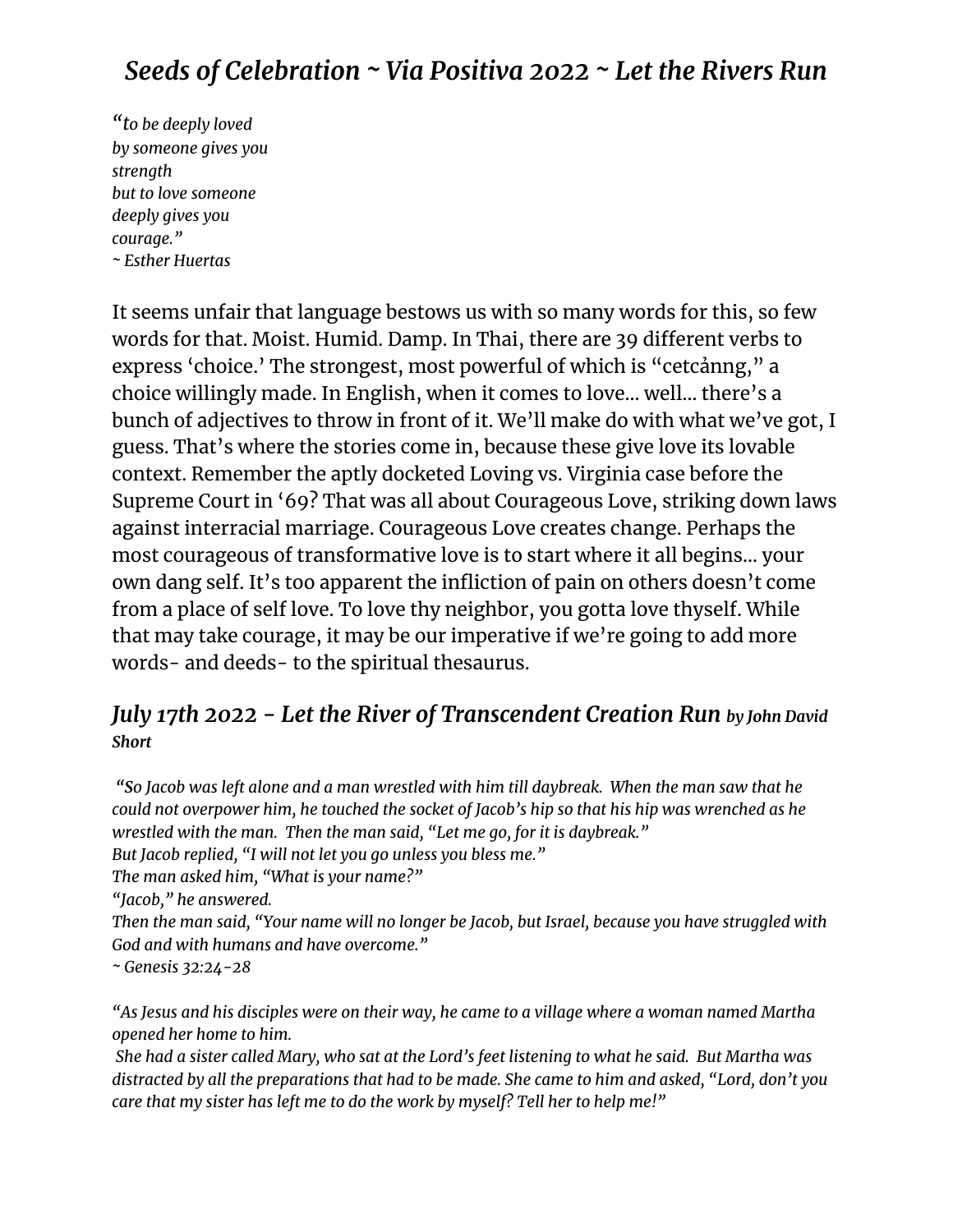## *Seeds of Celebration ~ Via Positiva 2022 ~ Let the Rivers Run*

*"to be deeply loved*
*by someone gives you*
*strength*
*but to love someone*
*deeply gives you*
*courage."*
*~ Esther Huertas*

It seems unfair that language bestows us with so many words for this, so few words for that. Moist. Humid. Damp. In Thai, there are 39 different verbs to express 'choice.' The strongest, most powerful of which is "cetcảnng," a choice willingly made. In English, when it comes to love... well... there's a bunch of adjectives to throw in front of it. We'll make do with what we've got, I guess. That's where the stories come in, because these give love its lovable context. Remember the aptly docketed Loving vs. Virginia case before the Supreme Court in '69? That was all about Courageous Love, striking down laws against interracial marriage. Courageous Love creates change. Perhaps the most courageous of transformative love is to start where it all begins... your own dang self. It's too apparent the infliction of pain on others doesn't come from a place of self love. To love thy neighbor, you gotta love thyself. While that may take courage, it may be our imperative if we're going to add more words- and deeds- to the spiritual thesaurus.

### *July 17th 2022 - Let the River of Transcendent Creation Run by John David Short*

*"So Jacob was left alone and a man wrestled with him till daybreak. When the man saw that he could not overpower him, he touched the socket of Jacob's hip so that his hip was wrenched as he wrestled with the man. Then the man said, "Let me go, for it is daybreak."*
*But Jacob replied, "I will not let you go unless you bless me."*
*The man asked him, "What is your name?"*
*"Jacob," he answered.*
*Then the man said, "Your name will no longer be Jacob, but Israel, because you have struggled with God and with humans and have overcome."*
*~ Genesis 32:24-28*

*"As Jesus and his disciples were on their way, he came to a village where a woman named Martha opened her home to him.*
*She had a sister called Mary, who sat at the Lord's feet listening to what he said. But Martha was distracted by all the preparations that had to be made. She came to him and asked, "Lord, don't you care that my sister has left me to do the work by myself? Tell her to help me!"*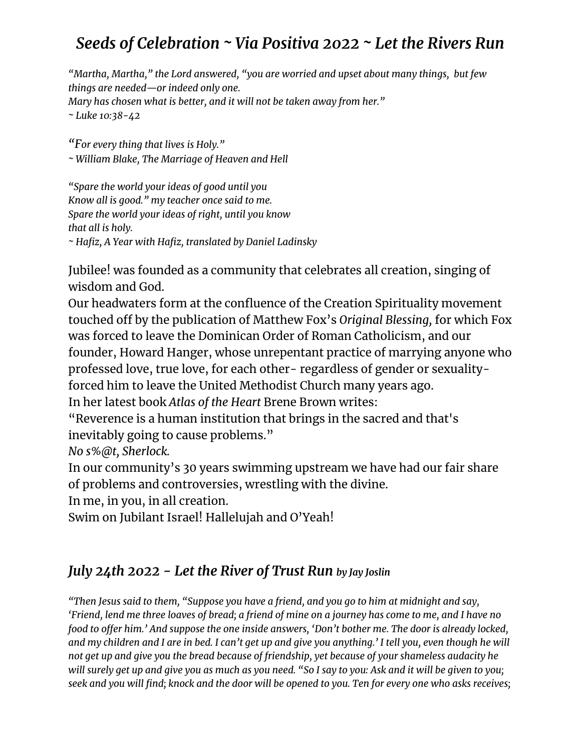# *Seeds of Celebration ~ Via Positiva 2022 ~ Let the Rivers Run*

*"Martha, Martha," the Lord answered, "you are worried and upset about many things, but few things are needed—or indeed only one.*
*Mary has chosen what is better, and it will not be taken away from her."*
*~ Luke 10:38-42*

*"For every thing that lives is Holy."*
*~ William Blake, The Marriage of Heaven and Hell*

*"Spare the world your ideas of good until you*
*Know all is good." my teacher once said to me.*
*Spare the world your ideas of right, until you know*
*that all is holy.*
*~ Hafiz, A Year with Hafiz, translated by Daniel Ladinsky*

Jubilee! was founded as a community that celebrates all creation, singing of wisdom and God.
Our headwaters form at the confluence of the Creation Spirituality movement touched off by the publication of Matthew Fox's *Original Blessing,* for which Fox was forced to leave the Dominican Order of Roman Catholicism, and our founder, Howard Hanger, whose unrepentant practice of marrying anyone who professed love, true love, for each other- regardless of gender or sexuality- forced him to leave the United Methodist Church many years ago.
In her latest book *Atlas of the Heart* Brene Brown writes:
"Reverence is a human institution that brings in the sacred and that's inevitably going to cause problems."
*No s%@t, Sherlock.*
In our community's 30 years swimming upstream we have had our fair share of problems and controversies, wrestling with the divine.
In me, in you, in all creation.
Swim on Jubilant Israel! Hallelujah and O'Yeah!

## *July 24th 2022 - Let the River of Trust Run by Jay Joslin*

*"Then Jesus said to them, "Suppose you have a friend, and you go to him at midnight and say, 'Friend, lend me three loaves of bread; a friend of mine on a journey has come to me, and I have no food to offer him.' And suppose the one inside answers, 'Don't bother me. The door is already locked, and my children and I are in bed. I can't get up and give you anything.' I tell you, even though he will not get up and give you the bread because of friendship, yet because of your shameless audacity he will surely get up and give you as much as you need. "So I say to you: Ask and it will be given to you; seek and you will find; knock and the door will be opened to you. Ten for every one who asks receives;*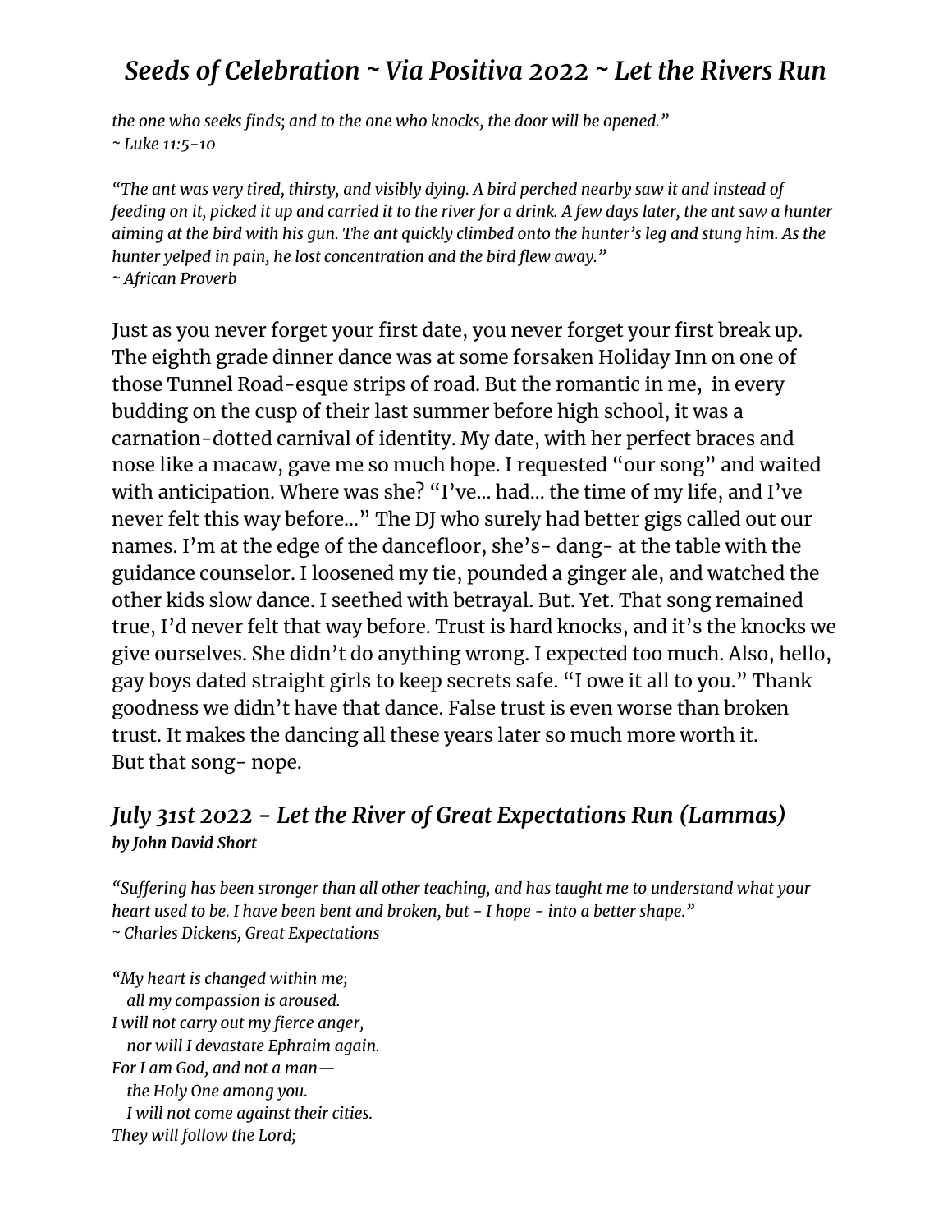*the one who seeks finds; and to the one who knocks, the door will be opened."*
*~ Luke 11:5-10*

*"The ant was very tired, thirsty, and visibly dying. A bird perched nearby saw it and instead of feeding on it, picked it up and carried it to the river for a drink. A few days later, the ant saw a hunter aiming at the bird with his gun. The ant quickly climbed onto the hunter's leg and stung him. As the hunter yelped in pain, he lost concentration and the bird flew away."*
*~ African Proverb*

Just as you never forget your first date, you never forget your first break up. The eighth grade dinner dance was at some forsaken Holiday Inn on one of those Tunnel Road-esque strips of road. But the romantic in me, in every budding on the cusp of their last summer before high school, it was a carnation-dotted carnival of identity. My date, with her perfect braces and nose like a macaw, gave me so much hope. I requested "our song" and waited with anticipation. Where was she? "I've… had… the time of my life, and I've never felt this way before…" The DJ who surely had better gigs called out our names. I'm at the edge of the dancefloor, she's- dang- at the table with the guidance counselor. I loosened my tie, pounded a ginger ale, and watched the other kids slow dance. I seethed with betrayal. But. Yet. That song remained true, I'd never felt that way before. Trust is hard knocks, and it's the knocks we give ourselves. She didn't do anything wrong. I expected too much. Also, hello, gay boys dated straight girls to keep secrets safe. "I owe it all to you." Thank goodness we didn't have that dance. False trust is even worse than broken trust. It makes the dancing all these years later so much more worth it.
But that song- nope.

## *July 31st 2022 - Let the River of Great Expectations Run (Lammas)*
***by John David Short***

*"Suffering has been stronger than all other teaching, and has taught me to understand what your heart used to be. I have been bent and broken, but - I hope - into a better shape."*
*~ Charles Dickens, Great Expectations*

*"My heart is changed within me;*
*all my compassion is aroused.*
*I will not carry out my fierce anger,*
*nor will I devastate Ephraim again.*
*For I am God, and not a man—*
*the Holy One among you.*
*I will not come against their cities.*
*They will follow the Lord;*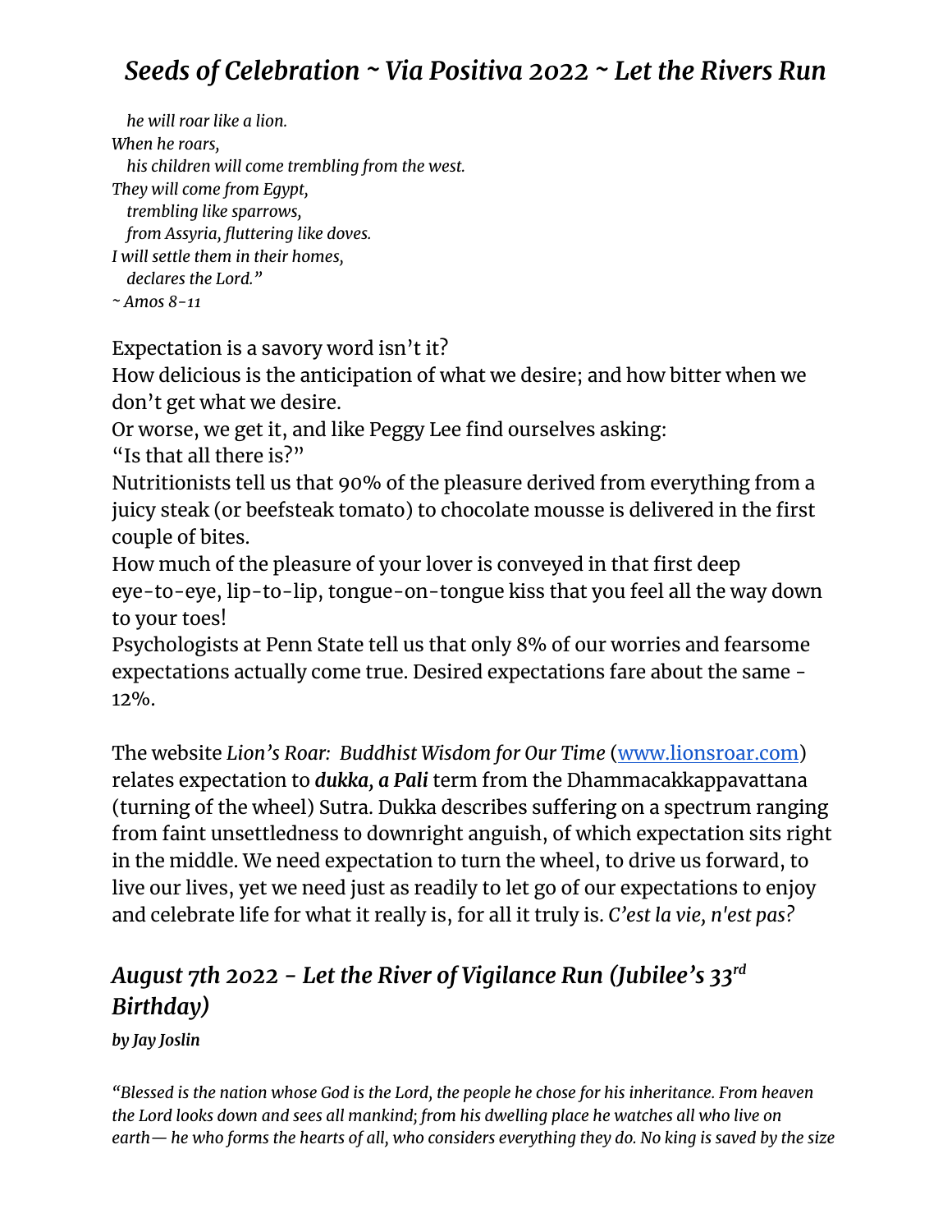*he will roar like a lion.*
*When he roars,*
*his children will come trembling from the west.*
*They will come from Egypt,*
*trembling like sparrows,*
*from Assyria, fluttering like doves.*
*I will settle them in their homes,*
*declares the Lord."*
*~ Amos 8-11*

Expectation is a savory word isn't it?
How delicious is the anticipation of what we desire; and how bitter when we don't get what we desire.
Or worse, we get it, and like Peggy Lee find ourselves asking:
"Is that all there is?"
Nutritionists tell us that 90% of the pleasure derived from everything from a juicy steak (or beefsteak tomato) to chocolate mousse is delivered in the first couple of bites.
How much of the pleasure of your lover is conveyed in that first deep eye-to-eye, lip-to-lip, tongue-on-tongue kiss that you feel all the way down to your toes!
Psychologists at Penn State tell us that only 8% of our worries and fearsome expectations actually come true. Desired expectations fare about the same - 12%.

The website *Lion's Roar: Buddhist Wisdom for Our Time* ([www.lionsroar.com](www.lionsroar.com)) relates expectation to ***dukka, a Pali*** term from the Dhammacakkappavattana (turning of the wheel) Sutra. Dukka describes suffering on a spectrum ranging from faint unsettledness to downright anguish, of which expectation sits right in the middle. We need expectation to turn the wheel, to drive us forward, to live our lives, yet we need just as readily to let go of our expectations to enjoy and celebrate life for what it really is, for all it truly is. *C'est la vie, n'est pas?*

## *August 7th 2022 - Let the River of Vigilance Run (Jubilee's 33rd Birthday)*

***by Jay Joslin***

*"Blessed is the nation whose God is the Lord, the people he chose for his inheritance. From heaven the Lord looks down and sees all mankind; from his dwelling place he watches all who live on earth— he who forms the hearts of all, who considers everything they do. No king is saved by the size*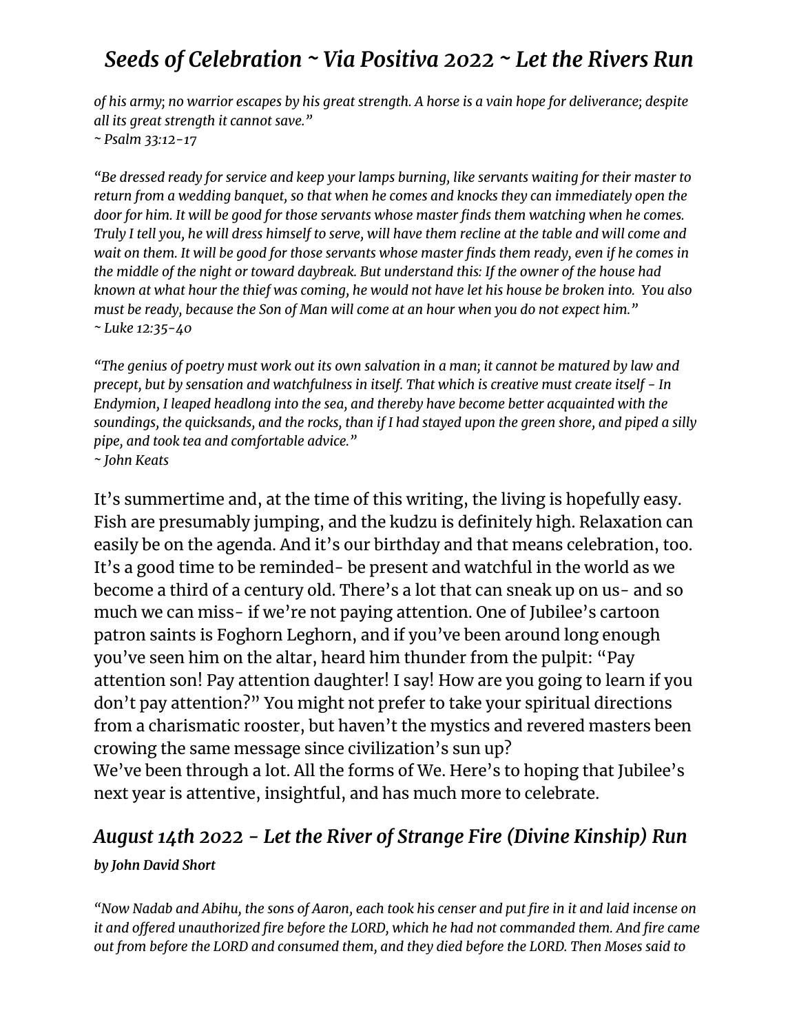*of his army; no warrior escapes by his great strength. A horse is a vain hope for deliverance; despite all its great strength it cannot save."*
*~ Psalm 33:12-17*

*"Be dressed ready for service and keep your lamps burning, like servants waiting for their master to return from a wedding banquet, so that when he comes and knocks they can immediately open the door for him. It will be good for those servants whose master finds them watching when he comes. Truly I tell you, he will dress himself to serve, will have them recline at the table and will come and wait on them. It will be good for those servants whose master finds them ready, even if he comes in the middle of the night or toward daybreak. But understand this: If the owner of the house had known at what hour the thief was coming, he would not have let his house be broken into. You also must be ready, because the Son of Man will come at an hour when you do not expect him."*
*~ Luke 12:35-40*

*"The genius of poetry must work out its own salvation in a man; it cannot be matured by law and precept, but by sensation and watchfulness in itself. That which is creative must create itself - In Endymion, I leaped headlong into the sea, and thereby have become better acquainted with the soundings, the quicksands, and the rocks, than if I had stayed upon the green shore, and piped a silly pipe, and took tea and comfortable advice."*
*~ John Keats*

It's summertime and, at the time of this writing, the living is hopefully easy. Fish are presumably jumping, and the kudzu is definitely high. Relaxation can easily be on the agenda. And it's our birthday and that means celebration, too. It's a good time to be reminded- be present and watchful in the world as we become a third of a century old. There's a lot that can sneak up on us- and so much we can miss- if we're not paying attention. One of Jubilee's cartoon patron saints is Foghorn Leghorn, and if you've been around long enough you've seen him on the altar, heard him thunder from the pulpit: "Pay attention son! Pay attention daughter! I say! How are you going to learn if you don't pay attention?" You might not prefer to take your spiritual directions from a charismatic rooster, but haven't the mystics and revered masters been crowing the same message since civilization's sun up?
We've been through a lot. All the forms of We. Here's to hoping that Jubilee's next year is attentive, insightful, and has much more to celebrate.

## *August 14th 2022 - Let the River of Strange Fire (Divine Kinship) Run*

***by John David Short***

*"Now Nadab and Abihu, the sons of Aaron, each took his censer and put fire in it and laid incense on it and offered unauthorized fire before the LORD, which he had not commanded them. And fire came out from before the LORD and consumed them, and they died before the LORD. Then Moses said to*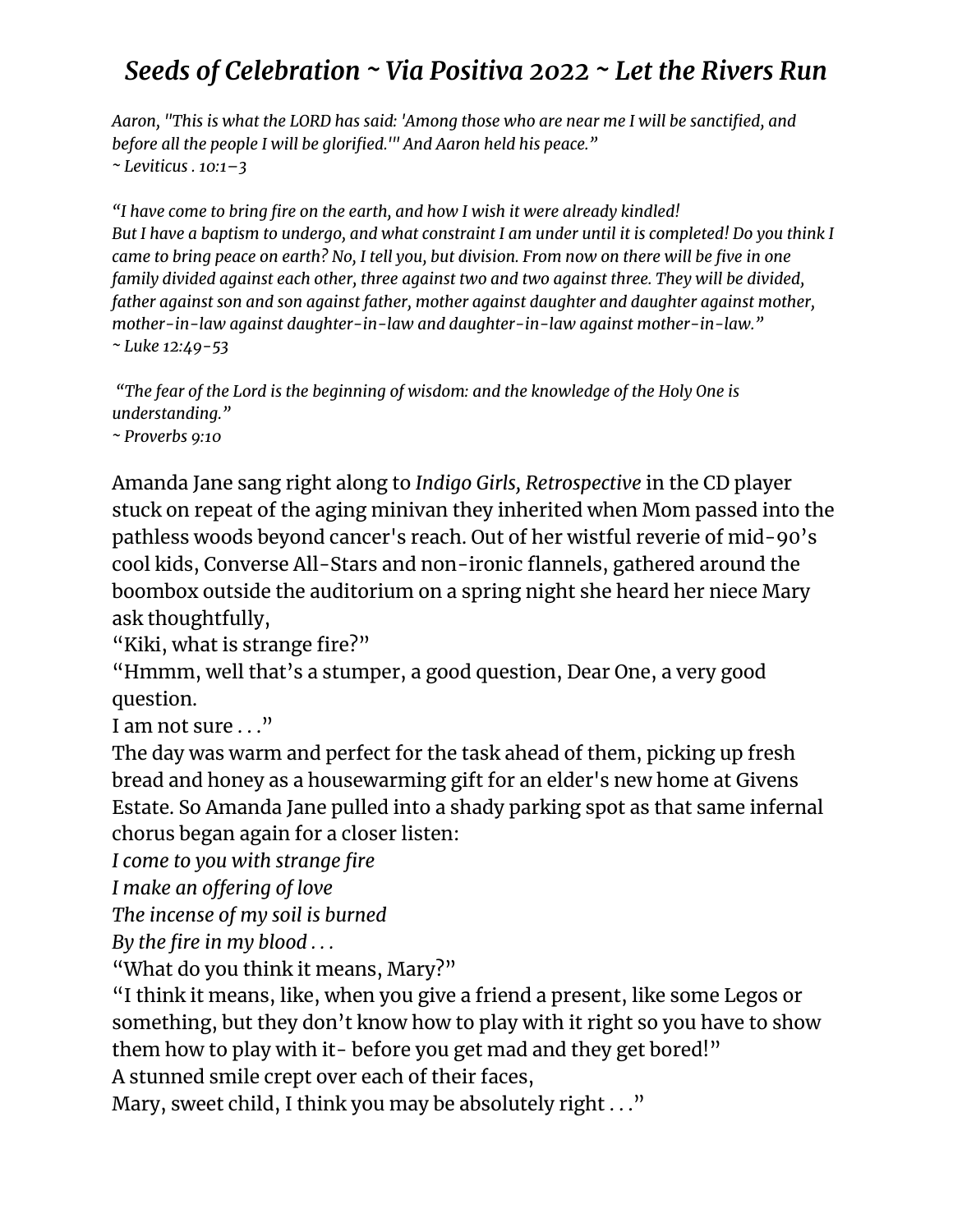# *Seeds of Celebration ~ Via Positiva 2022 ~ Let the Rivers Run*

*Aaron, "This is what the LORD has said: 'Among those who are near me I will be sanctified, and before all the people I will be glorified.'" And Aaron held his peace."*
*~ Leviticus . 10:1–3*

*"I have come to bring fire on the earth, and how I wish it were already kindled!*
*But I have a baptism to undergo, and what constraint I am under until it is completed! Do you think I came to bring peace on earth? No, I tell you, but division. From now on there will be five in one family divided against each other, three against two and two against three. They will be divided, father against son and son against father, mother against daughter and daughter against mother, mother-in-law against daughter-in-law and daughter-in-law against mother-in-law."*
*~ Luke 12:49-53*

*"The fear of the Lord is the beginning of wisdom: and the knowledge of the Holy One is understanding."*
*~ Proverbs 9:10*

Amanda Jane sang right along to *Indigo Girls, Retrospective* in the CD player stuck on repeat of the aging minivan they inherited when Mom passed into the pathless woods beyond cancer's reach. Out of her wistful reverie of mid-90's cool kids, Converse All-Stars and non-ironic flannels, gathered around the boombox outside the auditorium on a spring night she heard her niece Mary ask thoughtfully,
"Kiki, what is strange fire?"
"Hmmm, well that's a stumper, a good question, Dear One, a very good question.
I am not sure . . ."
The day was warm and perfect for the task ahead of them, picking up fresh bread and honey as a housewarming gift for an elder's new home at Givens Estate. So Amanda Jane pulled into a shady parking spot as that same infernal chorus began again for a closer listen:
*I come to you with strange fire*
*I make an offering of love*
*The incense of my soil is burned*
*By the fire in my blood . . .*
"What do you think it means, Mary?"
"I think it means, like, when you give a friend a present, like some Legos or something, but they don't know how to play with it right so you have to show them how to play with it- before you get mad and they get bored!"
A stunned smile crept over each of their faces,
Mary, sweet child, I think you may be absolutely right . . ."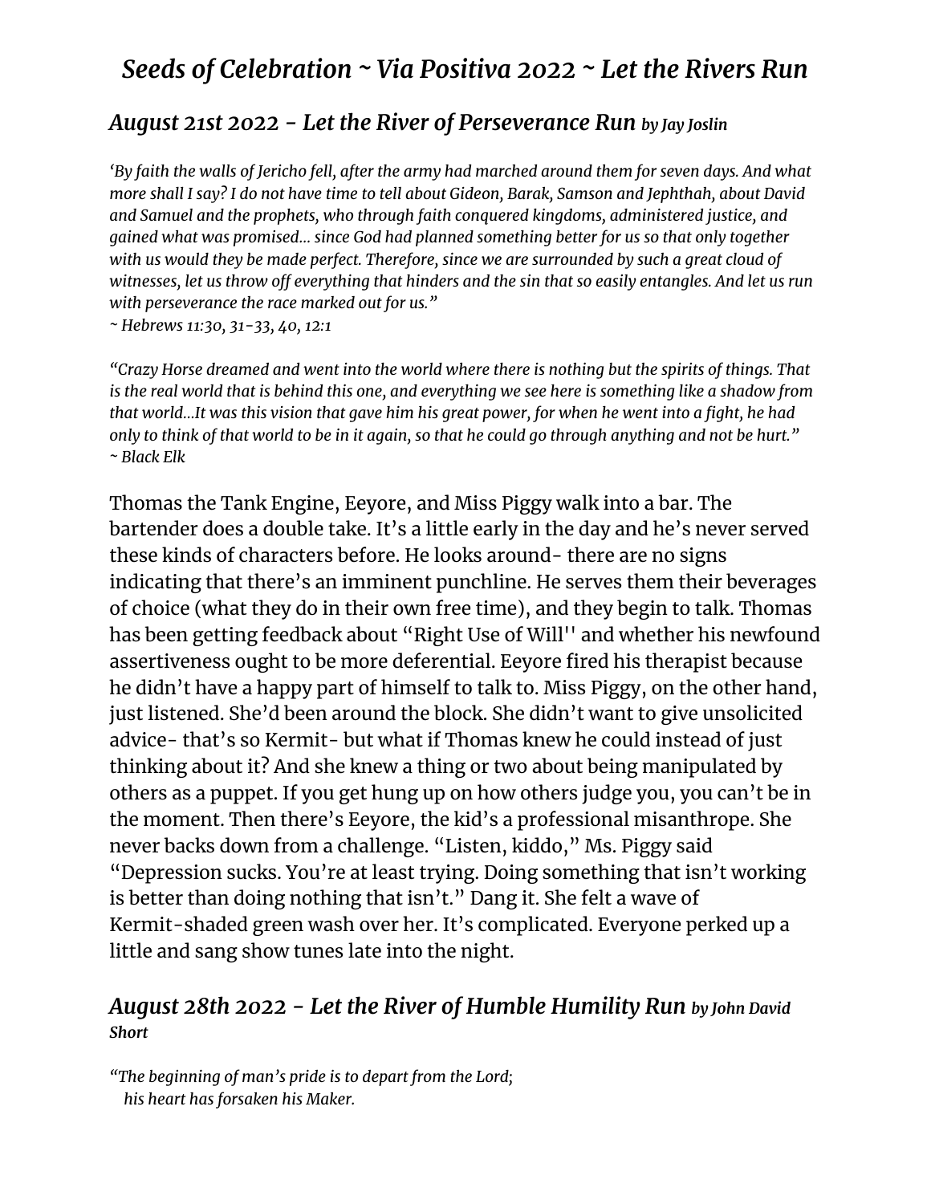# *Seeds of Celebration ~ Via Positiva 2022 ~ Let the Rivers Run*

## *August 21st 2022 - Let the River of Perseverance Run by Jay Joslin*

*'By faith the walls of Jericho fell, after the army had marched around them for seven days. And what more shall I say? I do not have time to tell about Gideon, Barak, Samson and Jephthah, about David and Samuel and the prophets, who through faith conquered kingdoms, administered justice, and gained what was promised... since God had planned something better for us so that only together with us would they be made perfect. Therefore, since we are surrounded by such a great cloud of witnesses, let us throw off everything that hinders and the sin that so easily entangles. And let us run with perseverance the race marked out for us."*
*~ Hebrews 11:30, 31-33, 40, 12:1*

*"Crazy Horse dreamed and went into the world where there is nothing but the spirits of things. That is the real world that is behind this one, and everything we see here is something like a shadow from that world...It was this vision that gave him his great power, for when he went into a fight, he had only to think of that world to be in it again, so that he could go through anything and not be hurt."*
*~ Black Elk*

Thomas the Tank Engine, Eeyore, and Miss Piggy walk into a bar. The bartender does a double take. It's a little early in the day and he's never served these kinds of characters before. He looks around- there are no signs indicating that there's an imminent punchline. He serves them their beverages of choice (what they do in their own free time), and they begin to talk. Thomas has been getting feedback about "Right Use of Will'' and whether his newfound assertiveness ought to be more deferential. Eeyore fired his therapist because he didn't have a happy part of himself to talk to. Miss Piggy, on the other hand, just listened. She'd been around the block. She didn't want to give unsolicited advice- that's so Kermit- but what if Thomas knew he could instead of just thinking about it? And she knew a thing or two about being manipulated by others as a puppet. If you get hung up on how others judge you, you can't be in the moment. Then there's Eeyore, the kid's a professional misanthrope. She never backs down from a challenge. "Listen, kiddo," Ms. Piggy said "Depression sucks. You're at least trying. Doing something that isn't working is better than doing nothing that isn't." Dang it. She felt a wave of Kermit-shaded green wash over her. It's complicated. Everyone perked up a little and sang show tunes late into the night.

## *August 28th 2022 - Let the River of Humble Humility Run by John David Short*

*"The beginning of man's pride is to depart from the Lord;*
*his heart has forsaken his Maker.*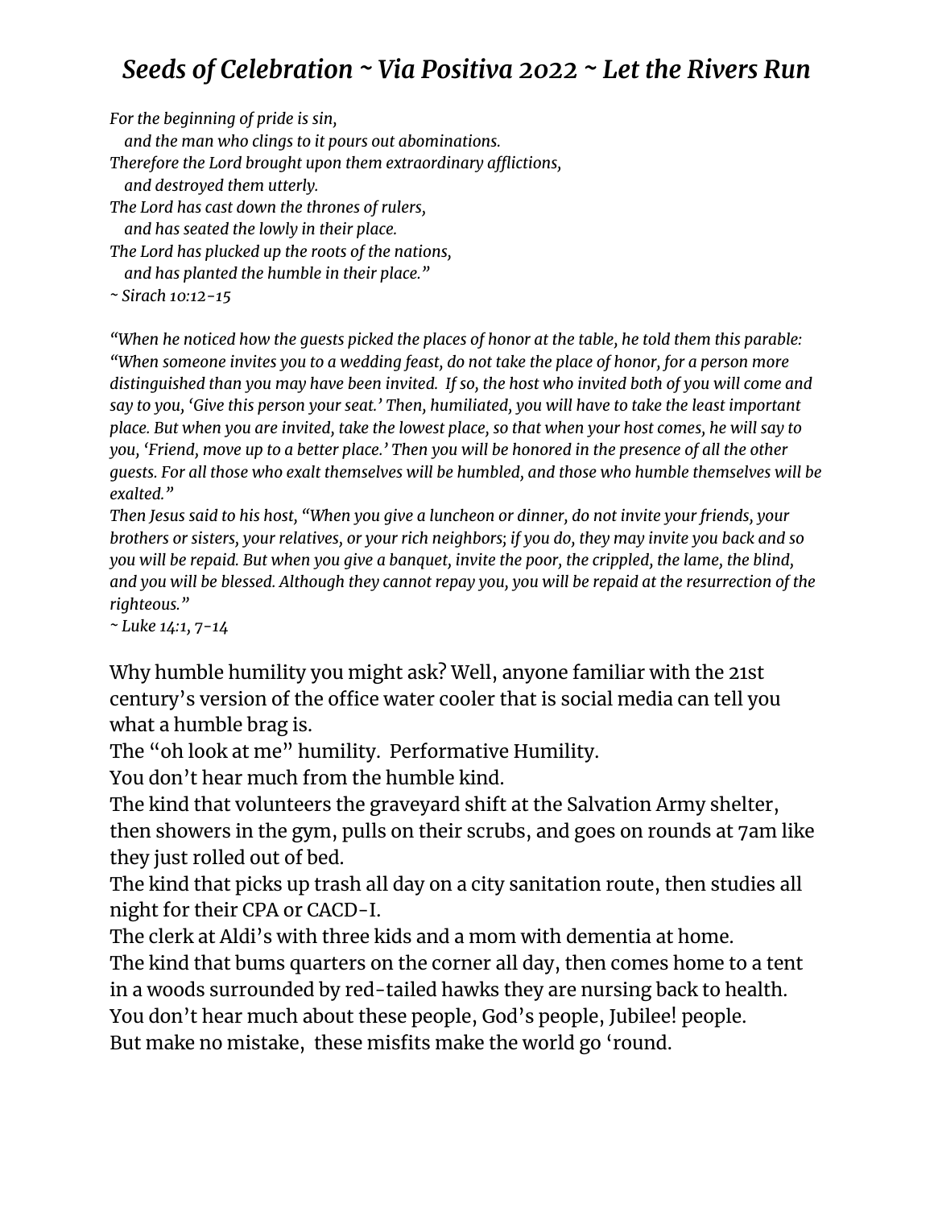# *Seeds of Celebration ~ Via Positiva 2022 ~ Let the Rivers Run*

*For the beginning of pride is sin,*
*and the man who clings to it pours out abominations.*
*Therefore the Lord brought upon them extraordinary afflictions,*
*and destroyed them utterly.*
*The Lord has cast down the thrones of rulers,*
*and has seated the lowly in their place.*
*The Lord has plucked up the roots of the nations,*
*and has planted the humble in their place."*
*~ Sirach 10:12-15*

*"When he noticed how the guests picked the places of honor at the table, he told them this parable: "When someone invites you to a wedding feast, do not take the place of honor, for a person more distinguished than you may have been invited. If so, the host who invited both of you will come and say to you, 'Give this person your seat.' Then, humiliated, you will have to take the least important place. But when you are invited, take the lowest place, so that when your host comes, he will say to you, 'Friend, move up to a better place.' Then you will be honored in the presence of all the other guests. For all those who exalt themselves will be humbled, and those who humble themselves will be exalted."*
*Then Jesus said to his host, "When you give a luncheon or dinner, do not invite your friends, your brothers or sisters, your relatives, or your rich neighbors; if you do, they may invite you back and so you will be repaid. But when you give a banquet, invite the poor, the crippled, the lame, the blind, and you will be blessed. Although they cannot repay you, you will be repaid at the resurrection of the righteous."*
*~ Luke 14:1, 7-14*

Why humble humility you might ask? Well, anyone familiar with the 21st century's version of the office water cooler that is social media can tell you what a humble brag is.
The "oh look at me" humility. Performative Humility.
You don't hear much from the humble kind.
The kind that volunteers the graveyard shift at the Salvation Army shelter, then showers in the gym, pulls on their scrubs, and goes on rounds at 7am like they just rolled out of bed.
The kind that picks up trash all day on a city sanitation route, then studies all night for their CPA or CACD-I.
The clerk at Aldi's with three kids and a mom with dementia at home.
The kind that bums quarters on the corner all day, then comes home to a tent in a woods surrounded by red-tailed hawks they are nursing back to health.
You don't hear much about these people, God's people, Jubilee! people.
But make no mistake, these misfits make the world go 'round.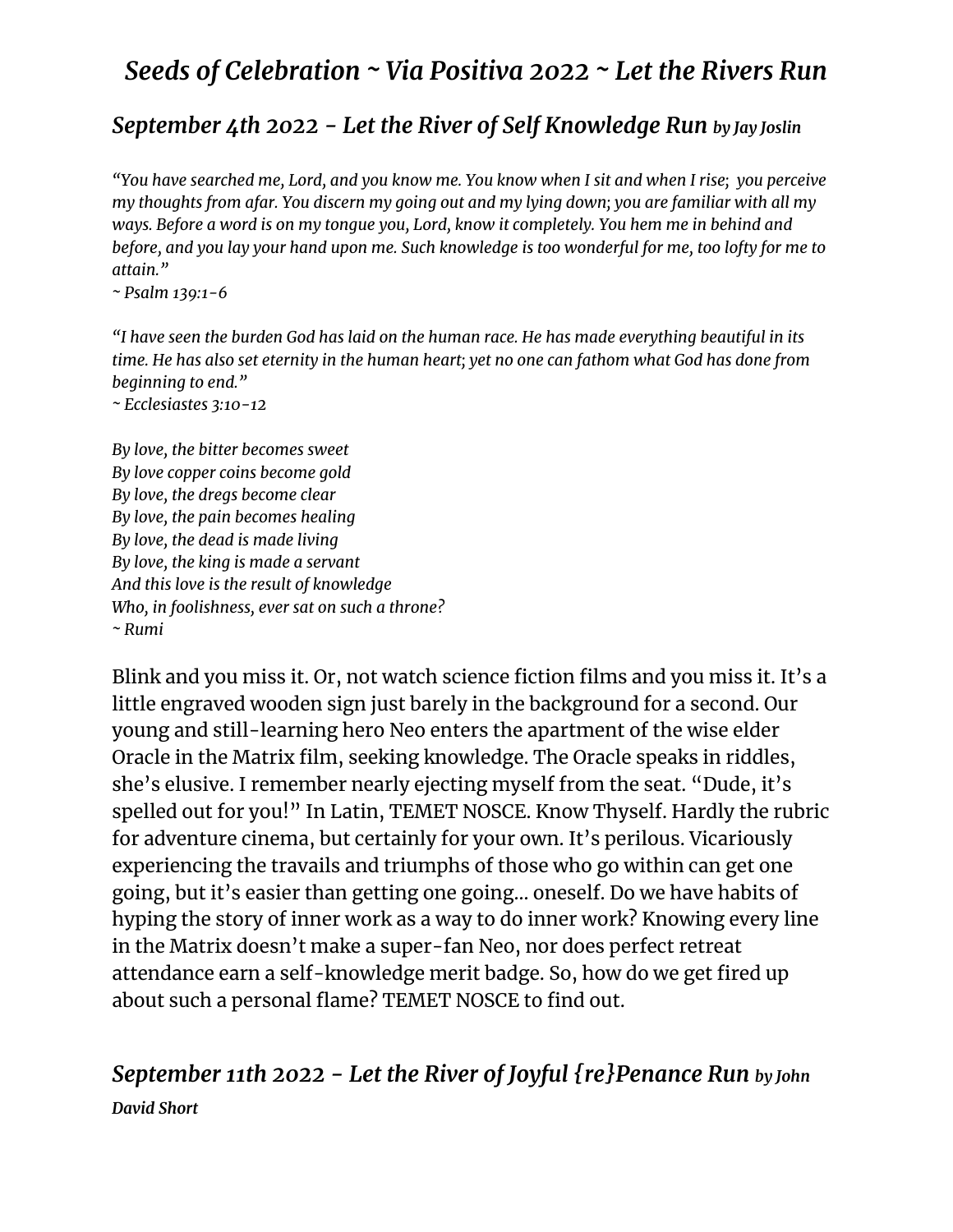# *Seeds of Celebration ~ Via Positiva 2022 ~ Let the Rivers Run*

## *September 4th 2022 - Let the River of Self Knowledge Run* ***by Jay Joslin***

*"You have searched me, Lord, and you know me. You know when I sit and when I rise; you perceive my thoughts from afar. You discern my going out and my lying down; you are familiar with all my ways. Before a word is on my tongue you, Lord, know it completely. You hem me in behind and before, and you lay your hand upon me. Such knowledge is too wonderful for me, too lofty for me to attain."*
*~ Psalm 139:1-6*

*"I have seen the burden God has laid on the human race. He has made everything beautiful in its time. He has also set eternity in the human heart; yet no one can fathom what God has done from beginning to end."*
*~ Ecclesiastes 3:10-12*

*By love, the bitter becomes sweet*
*By love copper coins become gold*
*By love, the dregs become clear*
*By love, the pain becomes healing*
*By love, the dead is made living*
*By love, the king is made a servant*
*And this love is the result of knowledge*
*Who, in foolishness, ever sat on such a throne?*
*~ Rumi*

Blink and you miss it. Or, not watch science fiction films and you miss it. It's a little engraved wooden sign just barely in the background for a second. Our young and still-learning hero Neo enters the apartment of the wise elder Oracle in the Matrix film, seeking knowledge. The Oracle speaks in riddles, she's elusive. I remember nearly ejecting myself from the seat. "Dude, it's spelled out for you!" In Latin, TEMET NOSCE. Know Thyself. Hardly the rubric for adventure cinema, but certainly for your own. It's perilous. Vicariously experiencing the travails and triumphs of those who go within can get one going, but it's easier than getting one going… oneself. Do we have habits of hyping the story of inner work as a way to do inner work? Knowing every line in the Matrix doesn't make a super-fan Neo, nor does perfect retreat attendance earn a self-knowledge merit badge. So, how do we get fired up about such a personal flame? TEMET NOSCE to find out.

## *September 11th 2022 - Let the River of Joyful {re}Penance Run* ***by John David Short***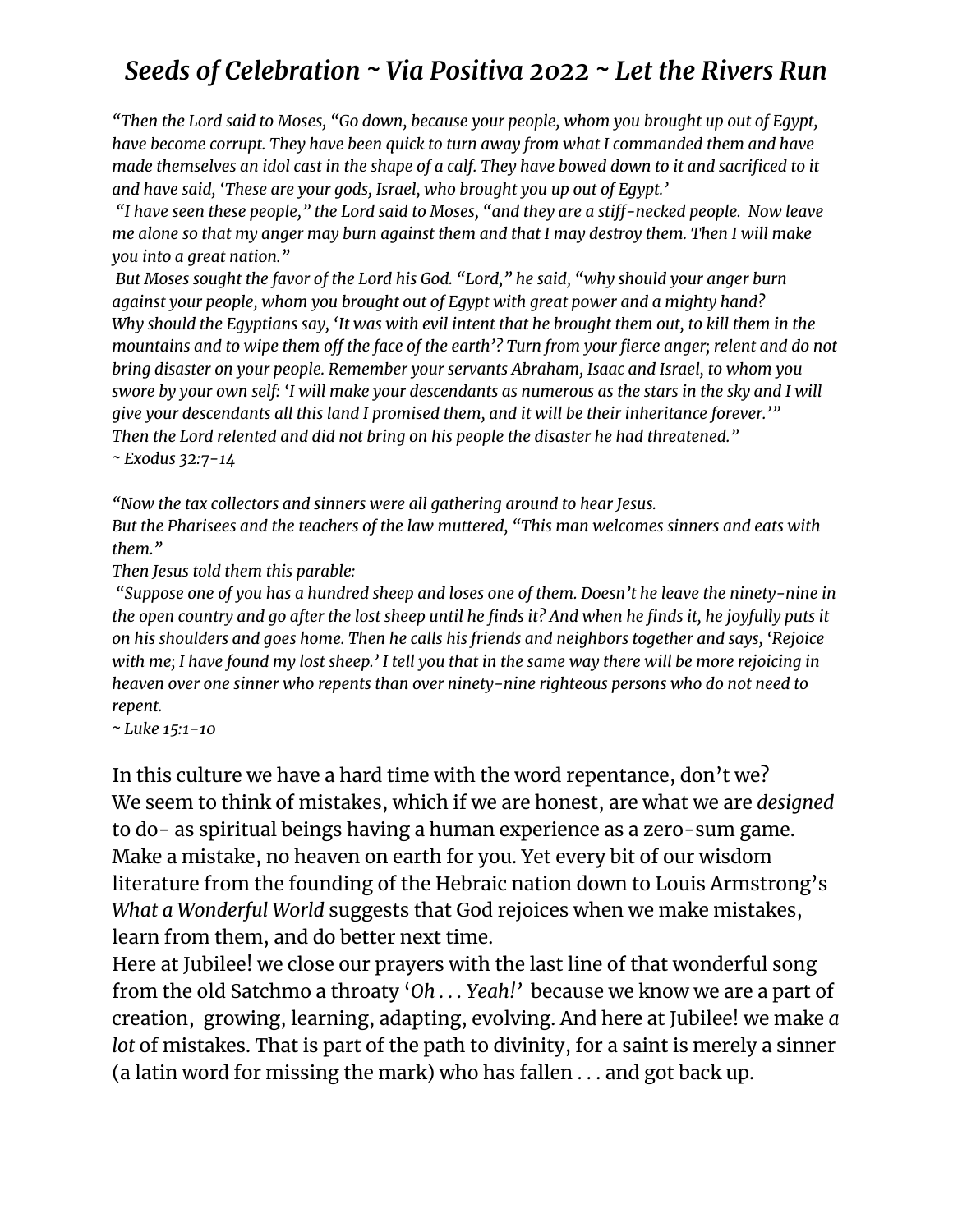# *Seeds of Celebration ~ Via Positiva 2022 ~ Let the Rivers Run*

*"Then the Lord said to Moses, "Go down, because your people, whom you brought up out of Egypt, have become corrupt. They have been quick to turn away from what I commanded them and have made themselves an idol cast in the shape of a calf. They have bowed down to it and sacrificed to it and have said, 'These are your gods, Israel, who brought you up out of Egypt.'*
*"I have seen these people," the Lord said to Moses, "and they are a stiff-necked people. Now leave me alone so that my anger may burn against them and that I may destroy them. Then I will make you into a great nation."*
*But Moses sought the favor of the Lord his God. "Lord," he said, "why should your anger burn against your people, whom you brought out of Egypt with great power and a mighty hand? Why should the Egyptians say, 'It was with evil intent that he brought them out, to kill them in the mountains and to wipe them off the face of the earth'? Turn from your fierce anger; relent and do not bring disaster on your people. Remember your servants Abraham, Isaac and Israel, to whom you swore by your own self: 'I will make your descendants as numerous as the stars in the sky and I will give your descendants all this land I promised them, and it will be their inheritance forever.'"*
*Then the Lord relented and did not bring on his people the disaster he had threatened."*
*~ Exodus 32:7-14*

*"Now the tax collectors and sinners were all gathering around to hear Jesus.*
*But the Pharisees and the teachers of the law muttered, "This man welcomes sinners and eats with them."*
*Then Jesus told them this parable:*
*"Suppose one of you has a hundred sheep and loses one of them. Doesn't he leave the ninety-nine in the open country and go after the lost sheep until he finds it? And when he finds it, he joyfully puts it on his shoulders and goes home. Then he calls his friends and neighbors together and says, 'Rejoice with me; I have found my lost sheep.' I tell you that in the same way there will be more rejoicing in heaven over one sinner who repents than over ninety-nine righteous persons who do not need to repent.*
*~ Luke 15:1-10*

In this culture we have a hard time with the word repentance, don't we?
We seem to think of mistakes, which if we are honest, are what we are *designed* to do- as spiritual beings having a human experience as a zero-sum game. Make a mistake, no heaven on earth for you. Yet every bit of our wisdom literature from the founding of the Hebraic nation down to Louis Armstrong's *What a Wonderful World* suggests that God rejoices when we make mistakes, learn from them, and do better next time.
Here at Jubilee! we close our prayers with the last line of that wonderful song from the old Satchmo a throaty '*Oh . . . Yeah!*' because we know we are a part of creation, growing, learning, adapting, evolving. And here at Jubilee! we make *a lot* of mistakes. That is part of the path to divinity, for a saint is merely a sinner (a latin word for missing the mark) who has fallen . . . and got back up.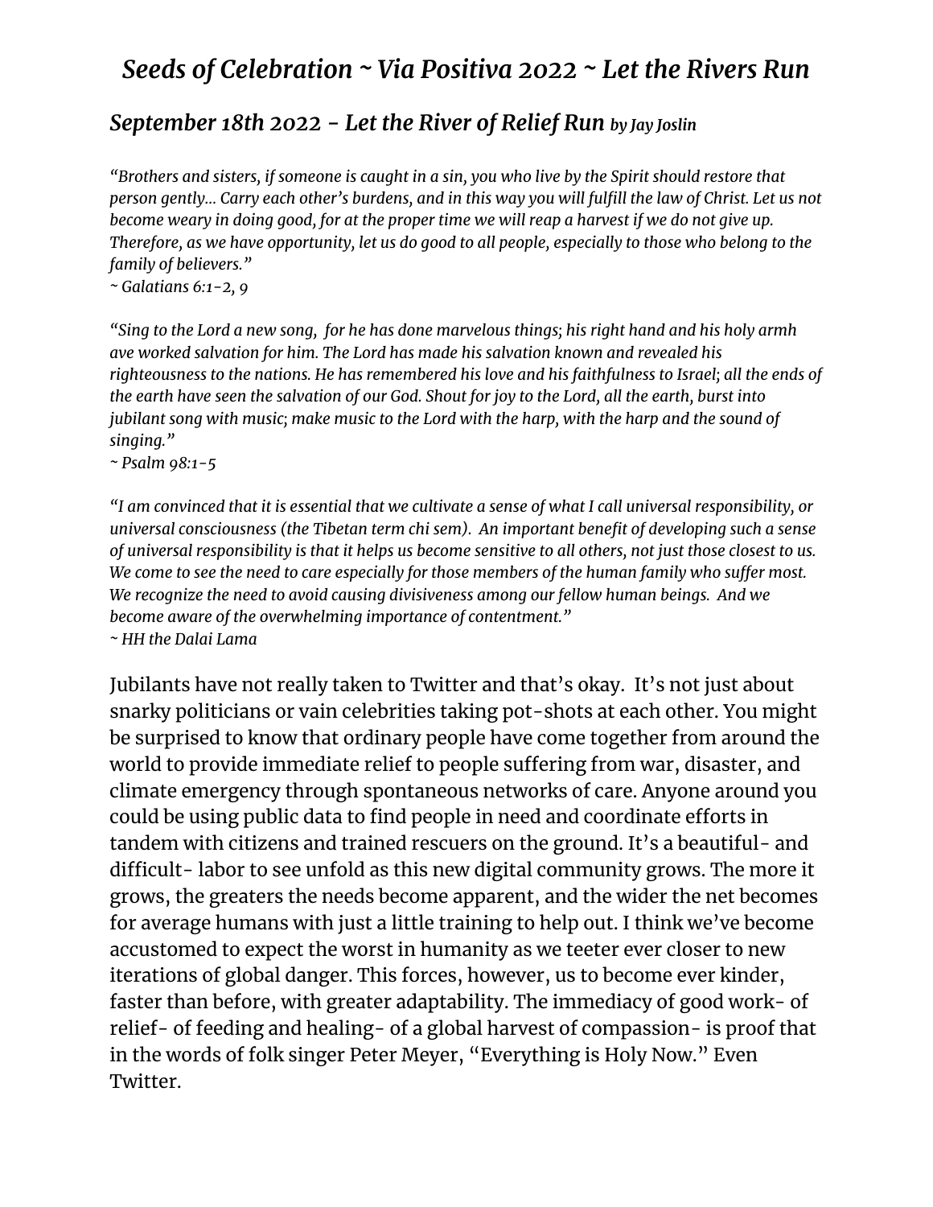# *Seeds of Celebration ~ Via Positiva 2022 ~ Let the Rivers Run*

## *September 18th 2022 - Let the River of Relief Run by Jay Joslin*

*"Brothers and sisters, if someone is caught in a sin, you who live by the Spirit should restore that person gently... Carry each other's burdens, and in this way you will fulfill the law of Christ. Let us not become weary in doing good, for at the proper time we will reap a harvest if we do not give up. Therefore, as we have opportunity, let us do good to all people, especially to those who belong to the family of believers."*
*~ Galatians 6:1-2, 9*

*"Sing to the Lord a new song, for he has done marvelous things; his right hand and his holy armh ave worked salvation for him. The Lord has made his salvation known and revealed his righteousness to the nations. He has remembered his love and his faithfulness to Israel; all the ends of the earth have seen the salvation of our God. Shout for joy to the Lord, all the earth, burst into jubilant song with music; make music to the Lord with the harp, with the harp and the sound of singing."*
*~ Psalm 98:1-5*

*"I am convinced that it is essential that we cultivate a sense of what I call universal responsibility, or universal consciousness (the Tibetan term chi sem). An important benefit of developing such a sense of universal responsibility is that it helps us become sensitive to all others, not just those closest to us. We come to see the need to care especially for those members of the human family who suffer most. We recognize the need to avoid causing divisiveness among our fellow human beings. And we become aware of the overwhelming importance of contentment."*
*~ HH the Dalai Lama*

Jubilants have not really taken to Twitter and that's okay. It's not just about snarky politicians or vain celebrities taking pot-shots at each other. You might be surprised to know that ordinary people have come together from around the world to provide immediate relief to people suffering from war, disaster, and climate emergency through spontaneous networks of care. Anyone around you could be using public data to find people in need and coordinate efforts in tandem with citizens and trained rescuers on the ground. It's a beautiful- and difficult- labor to see unfold as this new digital community grows. The more it grows, the greaters the needs become apparent, and the wider the net becomes for average humans with just a little training to help out. I think we've become accustomed to expect the worst in humanity as we teeter ever closer to new iterations of global danger. This forces, however, us to become ever kinder, faster than before, with greater adaptability. The immediacy of good work- of relief- of feeding and healing- of a global harvest of compassion- is proof that in the words of folk singer Peter Meyer, "Everything is Holy Now." Even Twitter.